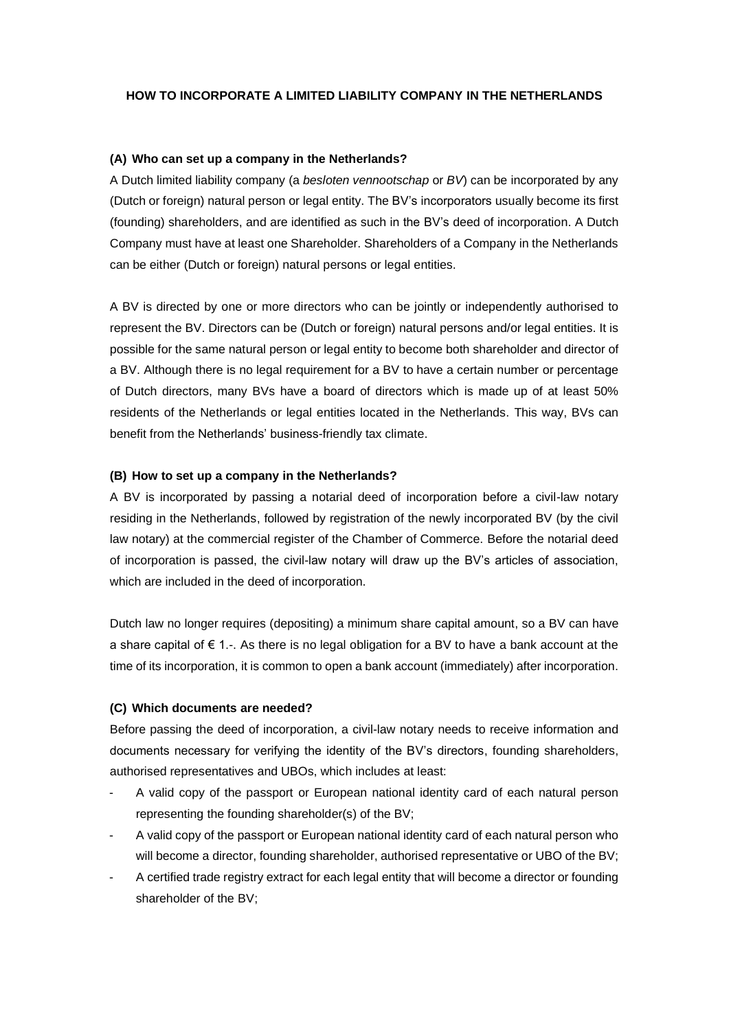# HOW TO INCORPORATE A LIMITED LIABILITY COMPANY IN THE NETHERLANDS

## (A) Who can set up a company in the Netherlands?

A Dutch limited liability company (a *besloten vennootschap* or *BV*) can be incorporated by any (Dutch or foreign) natural person or legal entity. The BV's incorporators usually become its first (founding) shareholders, and are identified as such in the BV's deed of incorporation. A Dutch Company must have at least one Shareholder. Shareholders of a Company in the Netherlands can be either (Dutch or foreign) natural persons or legal entities.

A BV is directed by one or more directors who can be jointly or independently authorised to represent the BV. Directors can be (Dutch or foreign) natural persons and/or legal entities. It is possible for the same natural person or legal entity to become both shareholder and director of a BV. Although there is no legal requirement for a BV to have a certain number or percentage of Dutch directors, many BVs have a board of directors which is made up of at least 50% residents of the Netherlands or legal entities located in the Netherlands. This way, BVs can benefit from the Netherlands' business-friendly tax climate.

## (B) How to set up a company in the Netherlands?

A BV is incorporated by passing a notarial deed of incorporation before a civil-law notary residing in the Netherlands, followed by registration of the newly incorporated BV (by the civil law notary) at the commercial register of the Chamber of Commerce. Before the notarial deed of incorporation is passed, the civil-law notary will draw up the BV's articles of association, which are included in the deed of incorporation.

Dutch law no longer requires (depositing) a minimum share capital amount, so a BV can have a share capital of € 1.-. As there is no legal obligation for a BV to have a bank account at the time of its incorporation, it is common to open a bank account (immediately) after incorporation.

## (C) Which documents are needed?

Before passing the deed of incorporation, a civil-law notary needs to receive information and documents necessary for verifying the identity of the BV's directors, founding shareholders, authorised representatives and UBOs, which includes at least:

- A valid copy of the passport or European national identity card of each natural person representing the founding shareholder(s) of the BV;
- A valid copy of the passport or European national identity card of each natural person who will become a director, founding shareholder, authorised representative or UBO of the BV;
- A certified trade registry extract for each legal entity that will become a director or founding shareholder of the BV;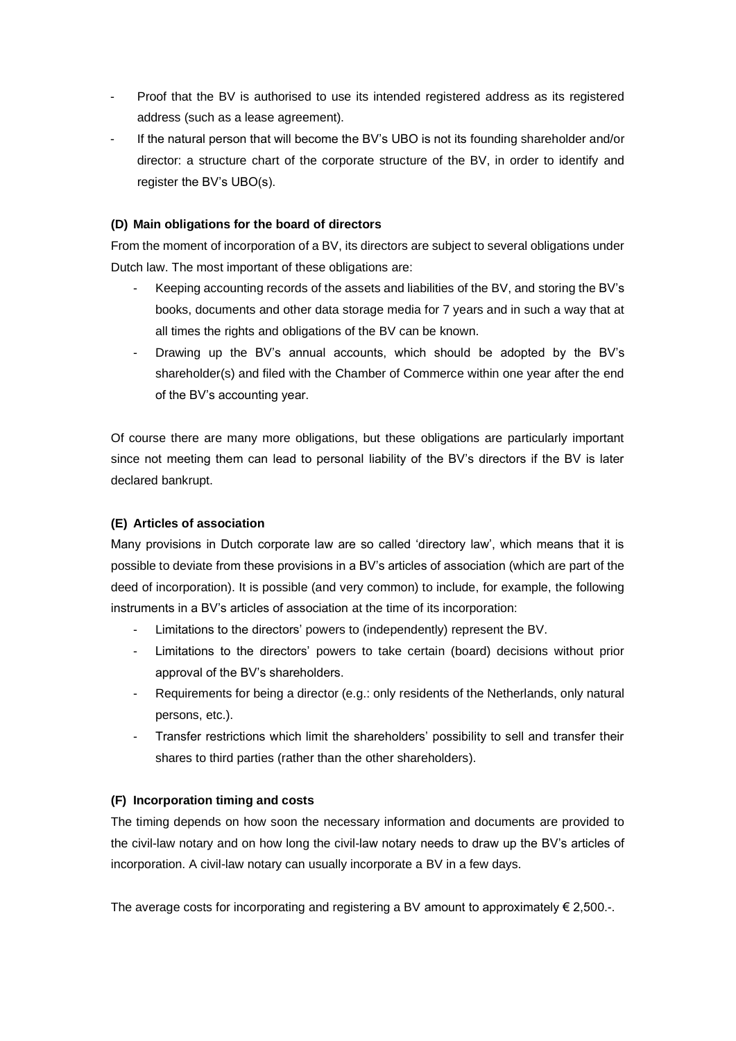- Proof that the BV is authorised to use its intended registered address as its registered address (such as a lease agreement).
- If the natural person that will become the BV's UBO is not its founding shareholder and/or director: a structure chart of the corporate structure of the BV, in order to identify and register the BV's UBO(s).

#### (D) Main obligations for the board of directors

From the moment of incorporation of a BV, its directors are subject to several obligations under Dutch law. The most important of these obligations are:

- Keeping accounting records of the assets and liabilities of the BV, and storing the BV's books, documents and other data storage media for 7 years and in such a way that at all times the rights and obligations of the BV can be known.
- Drawing up the BV's annual accounts, which should be adopted by the BV's shareholder(s) and filed with the Chamber of Commerce within one year after the end of the BV's accounting year.

Of course there are many more obligations, but these obligations are particularly important since not meeting them can lead to personal liability of the BV's directors if the BV is later declared bankrupt.

#### (E) Articles of association

Many provisions in Dutch corporate law are so called 'directory law', which means that it is possible to deviate from these provisions in a BV's articles of association (which are part of the deed of incorporation). It is possible (and very common) to include, for example, the following instruments in a BV's articles of association at the time of its incorporation:

- Limitations to the directors' powers to (independently) represent the BV.
- Limitations to the directors' powers to take certain (board) decisions without prior approval of the BV's shareholders.
- Requirements for being a director (e.g.: only residents of the Netherlands, only natural persons, etc.).
- Transfer restrictions which limit the shareholders' possibility to sell and transfer their shares to third parties (rather than the other shareholders).

#### (F) Incorporation timing and costs

The timing depends on how soon the necessary information and documents are provided to the civil-law notary and on how long the civil-law notary needs to draw up the BV's articles of incorporation. A civil-law notary can usually incorporate a BV in a few days.

The average costs for incorporating and registering a BV amount to approximately € 2,500.-.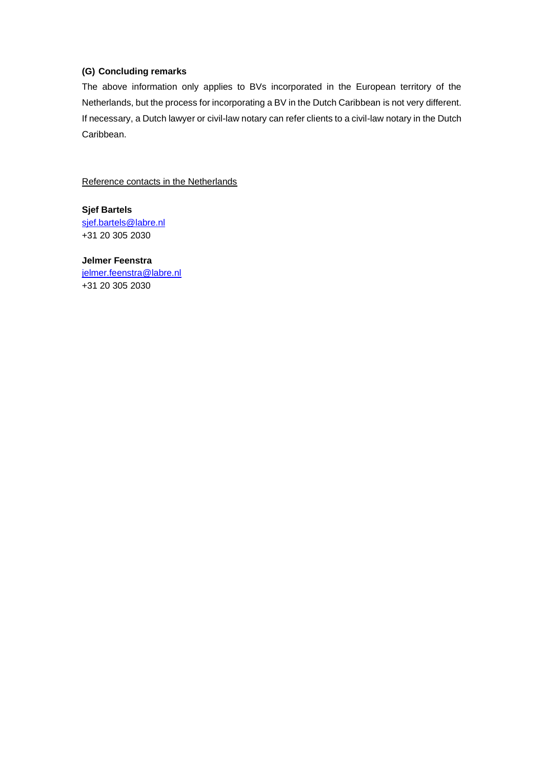## (G) Concluding remarks

The above information only applies to BVs incorporated in the European territory of the Netherlands, but the process for incorporating a BV in the Dutch Caribbean is not very different. If necessary, a Dutch lawyer or civil-law notary can refer clients to a civil-law notary in the Dutch Caribbean.

Reference contacts in the Netherlands

**Sjef Bartels**
sjef.bartels@labre.nl
+31 20 305 2030

**Jelmer Feenstra**
jelmer.feenstra@labre.nl
+31 20 305 2030